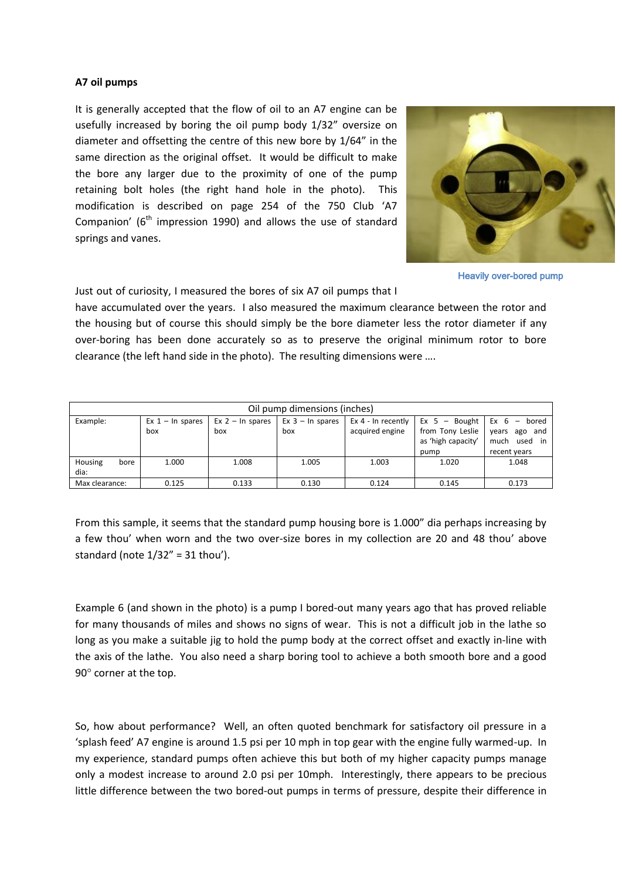**A7 oil pumps**

It is generally accepted that the flow of oil to an A7 engine can be usefully increased by boring the oil pump body 1/32" oversize on diameter and offsetting the centre of this new bore by 1/64" in the same direction as the original offset. It would be difficult to make the bore any larger due to the proximity of one of the pump retaining bolt holes (the right hand hole in the photo). This modification is described on page 254 of the 750 Club 'A7 Companion' (6th impression 1990) and allows the use of standard springs and vanes.

Heavily over-bored pump

Just out of curiosity, I measured the bores of six A7 oil pumps that I have accumulated over the years. I also measured the maximum clearance between the rotor and the housing but of course this should simply be the bore diameter less the rotor diameter if any over-boring has been done accurately so as to preserve the original minimum rotor to bore clearance (the left hand side in the photo). The resulting dimensions were ….

| Oil pump dimensions (inches) | | | | | | |
|---|---|---|---|---|---|---|
| Example: | Ex 1 – In spares box | Ex 2 – In spares box | Ex 3 – In spares box | Ex 4 - In recently acquired engine | Ex 5 – Bought from Tony Leslie as 'high capacity' pump | Ex 6 – bored years ago and much used in recent years |
| Housing bore dia: | 1.000 | 1.008 | 1.005 | 1.003 | 1.020 | 1.048 |
| Max clearance: | 0.125 | 0.133 | 0.130 | 0.124 | 0.145 | 0.173 |

From this sample, it seems that the standard pump housing bore is 1.000" dia perhaps increasing by a few thou' when worn and the two over-size bores in my collection are 20 and 48 thou' above standard (note 1/32" = 31 thou').

Example 6 (and shown in the photo) is a pump I bored-out many years ago that has proved reliable for many thousands of miles and shows no signs of wear. This is not a difficult job in the lathe so long as you make a suitable jig to hold the pump body at the correct offset and exactly in-line with the axis of the lathe. You also need a sharp boring tool to achieve a both smooth bore and a good 90° corner at the top.

So, how about performance? Well, an often quoted benchmark for satisfactory oil pressure in a 'splash feed' A7 engine is around 1.5 psi per 10 mph in top gear with the engine fully warmed-up. In my experience, standard pumps often achieve this but both of my higher capacity pumps manage only a modest increase to around 2.0 psi per 10mph. Interestingly, there appears to be precious little difference between the two bored-out pumps in terms of pressure, despite their difference in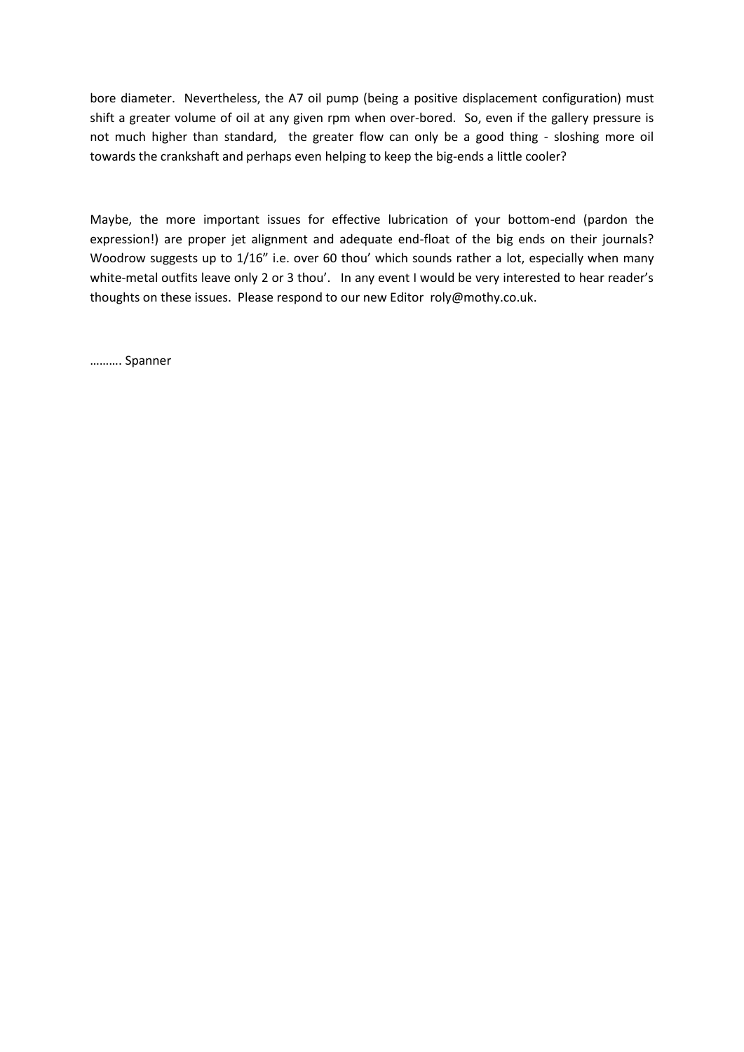bore diameter. Nevertheless, the A7 oil pump (being a positive displacement configuration) must shift a greater volume of oil at any given rpm when over-bored. So, even if the gallery pressure is not much higher than standard, the greater flow can only be a good thing - sloshing more oil towards the crankshaft and perhaps even helping to keep the big-ends a little cooler?

Maybe, the more important issues for effective lubrication of your bottom-end (pardon the expression!) are proper jet alignment and adequate end-float of the big ends on their journals? Woodrow suggests up to 1/16" i.e. over 60 thou' which sounds rather a lot, especially when many white-metal outfits leave only 2 or 3 thou'. In any event I would be very interested to hear reader's thoughts on these issues. Please respond to our new Editor roly@mothy.co.uk.

………. Spanner